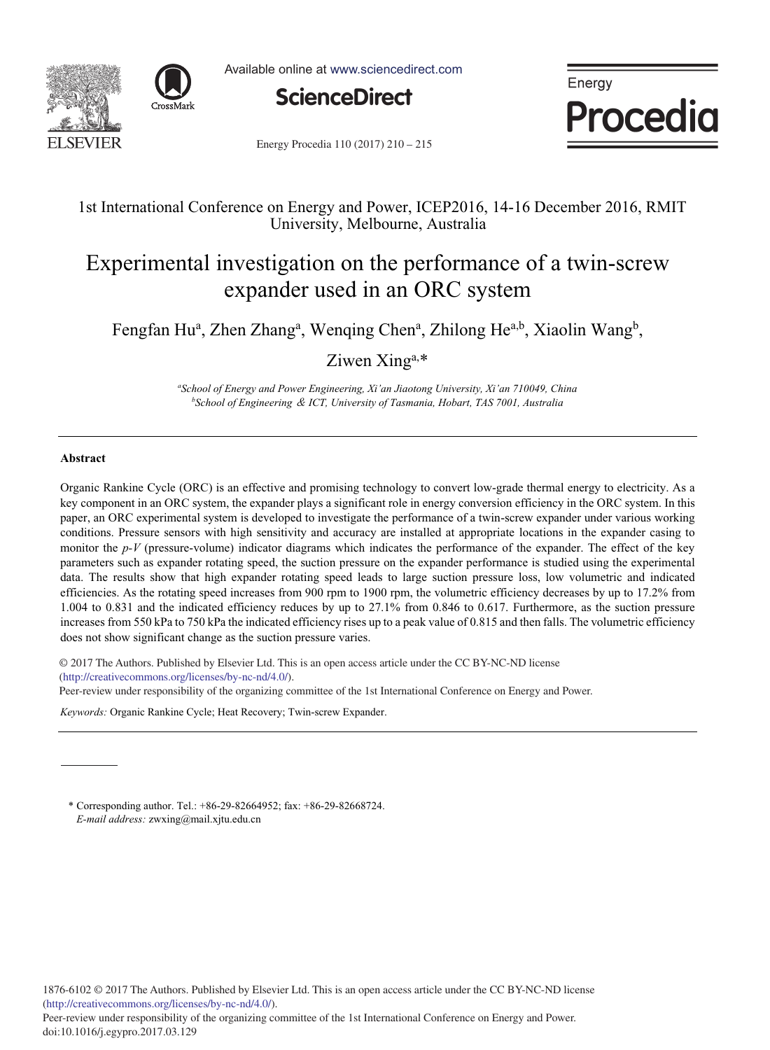1st International Conference on Energy and Power, ICEP2016, 14-16 December 2016, RMIT University, Melbourne, Australia

# Experimental investigation on the performance of a twin-screw expander used in an ORC system

Fengfan Hu[a], Zhen Zhang[a], Wenqing Chen[a], Zhilong He[a,b], Xiaolin Wang[b], Ziwen Xing[a,*]

[a]*School of Energy and Power Engineering, Xi'an Jiaotong University, Xi'an 710049, China*
[b]*School of Engineering & ICT, University of Tasmania, Hobart, TAS 7001, Australia*

## Abstract

Organic Rankine Cycle (ORC) is an effective and promising technology to convert low-grade thermal energy to electricity. As a key component in an ORC system, the expander plays a significant role in energy conversion efficiency in the ORC system. In this paper, an ORC experimental system is developed to investigate the performance of a twin-screw expander under various working conditions. Pressure sensors with high sensitivity and accuracy are installed at appropriate locations in the expander casing to monitor the *p-V* (pressure-volume) indicator diagrams which indicates the performance of the expander. The effect of the key parameters such as expander rotating speed, the suction pressure on the expander performance is studied using the experimental data. The results show that high expander rotating speed leads to large suction pressure loss, low volumetric and indicated efficiencies. As the rotating speed increases from 900 rpm to 1900 rpm, the volumetric efficiency decreases by up to 17.2% from 1.004 to 0.831 and the indicated efficiency reduces by up to 27.1% from 0.846 to 0.617. Furthermore, as the suction pressure increases from 550 kPa to 750 kPa the indicated efficiency rises up to a peak value of 0.815 and then falls. The volumetric efficiency does not show significant change as the suction pressure varies.

© 2017 The Authors. Published by Elsevier Ltd. This is an open access article under the CC BY-NC-ND license (http://creativecommons.org/licenses/by-nc-nd/4.0/).
Peer-review under responsibility of the organizing committee of the 1st International Conference on Energy and Power.

*Keywords:* Organic Rankine Cycle; Heat Recovery; Twin-screw Expander.

\* Corresponding author. Tel.: +86-29-82664952; fax: +86-29-82668724.
*E-mail address:* zwxing@mail.xjtu.edu.cn

1876-6102 © 2017 The Authors. Published by Elsevier Ltd. This is an open access article under the CC BY-NC-ND license (http://creativecommons.org/licenses/by-nc-nd/4.0/).
Peer-review under responsibility of the organizing committee of the 1st International Conference on Energy and Power.
doi:10.1016/j.egypro.2017.03.129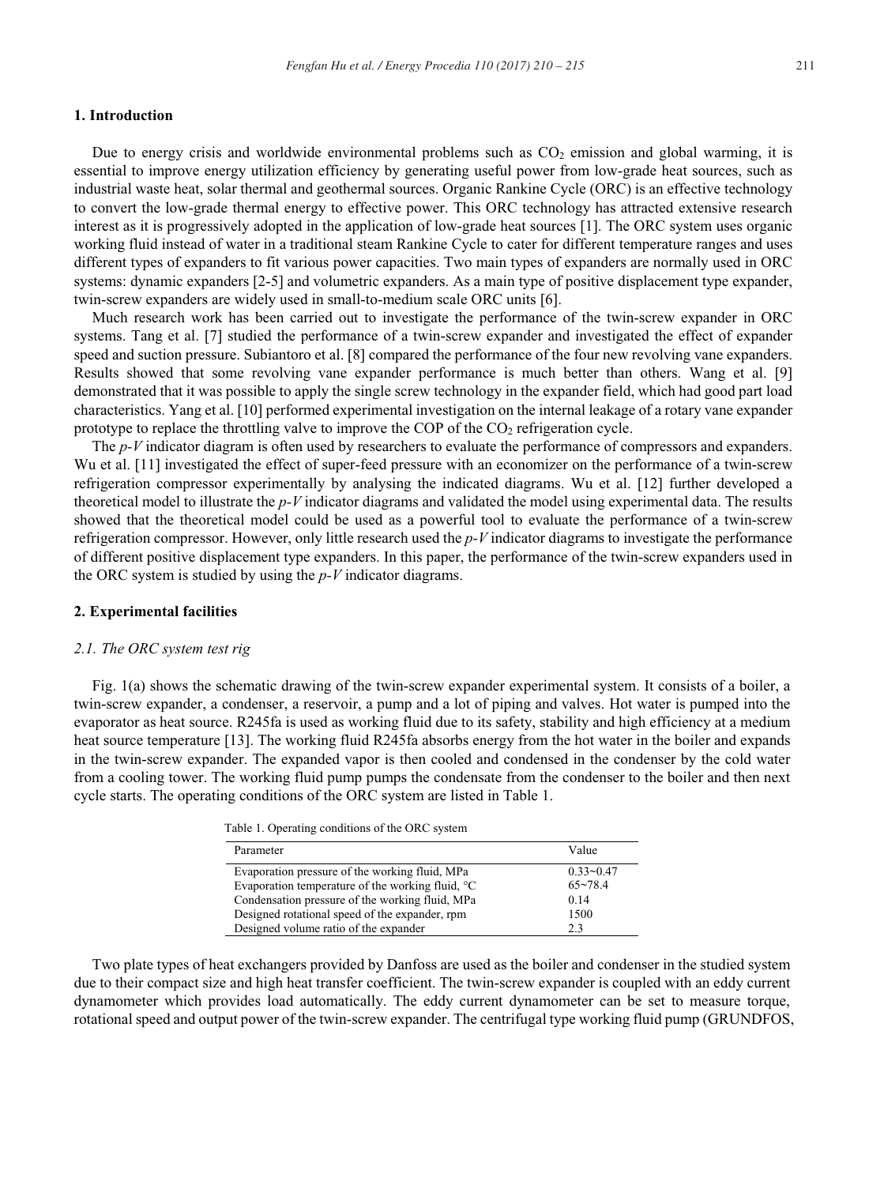## 1. Introduction

Due to energy crisis and worldwide environmental problems such as $CO_2$ emission and global warming, it is essential to improve energy utilization efficiency by generating useful power from low-grade heat sources, such as industrial waste heat, solar thermal and geothermal sources. Organic Rankine Cycle (ORC) is an effective technology to convert the low-grade thermal energy to effective power. This ORC technology has attracted extensive research interest as it is progressively adopted in the application of low-grade heat sources [1]. The ORC system uses organic working fluid instead of water in a traditional steam Rankine Cycle to cater for different temperature ranges and uses different types of expanders to fit various power capacities. Two main types of expanders are normally used in ORC systems: dynamic expanders [2-5] and volumetric expanders. As a main type of positive displacement type expander, twin-screw expanders are widely used in small-to-medium scale ORC units [6].

Much research work has been carried out to investigate the performance of the twin-screw expander in ORC systems. Tang et al. [7] studied the performance of a twin-screw expander and investigated the effect of expander speed and suction pressure. Subiantoro et al. [8] compared the performance of the four new revolving vane expanders. Results showed that some revolving vane expander performance is much better than others. Wang et al. [9] demonstrated that it was possible to apply the single screw technology in the expander field, which had good part load characteristics. Yang et al. [10] performed experimental investigation on the internal leakage of a rotary vane expander prototype to replace the throttling valve to improve the COP of the $CO_2$ refrigeration cycle.

The *p-V* indicator diagram is often used by researchers to evaluate the performance of compressors and expanders. Wu et al. [11] investigated the effect of super-feed pressure with an economizer on the performance of a twin-screw refrigeration compressor experimentally by analysing the indicated diagrams. Wu et al. [12] further developed a theoretical model to illustrate the *p-V* indicator diagrams and validated the model using experimental data. The results showed that the theoretical model could be used as a powerful tool to evaluate the performance of a twin-screw refrigeration compressor. However, only little research used the *p-V* indicator diagrams to investigate the performance of different positive displacement type expanders. In this paper, the performance of the twin-screw expanders used in the ORC system is studied by using the *p-V* indicator diagrams.

## 2. Experimental facilities

### *2.1. The ORC system test rig*

Fig. 1(a) shows the schematic drawing of the twin-screw expander experimental system. It consists of a boiler, a twin-screw expander, a condenser, a reservoir, a pump and a lot of piping and valves. Hot water is pumped into the evaporator as heat source. R245fa is used as working fluid due to its safety, stability and high efficiency at a medium heat source temperature [13]. The working fluid R245fa absorbs energy from the hot water in the boiler and expands in the twin-screw expander. The expanded vapor is then cooled and condensed in the condenser by the cold water from a cooling tower. The working fluid pump pumps the condensate from the condenser to the boiler and then next cycle starts. The operating conditions of the ORC system are listed in Table 1.

Table 1. Operating conditions of the ORC system

| Parameter | Value |
|---|---|
| Evaporation pressure of the working fluid, MPa | 0.33~0.47 |
| Evaporation temperature of the working fluid, °C | 65~78.4 |
| Condensation pressure of the working fluid, MPa | 0.14 |
| Designed rotational speed of the expander, rpm | 1500 |
| Designed volume ratio of the expander | 2.3 |

Two plate types of heat exchangers provided by Danfoss are used as the boiler and condenser in the studied system due to their compact size and high heat transfer coefficient. The twin-screw expander is coupled with an eddy current dynamometer which provides load automatically. The eddy current dynamometer can be set to measure torque, rotational speed and output power of the twin-screw expander. The centrifugal type working fluid pump (GRUNDFOS,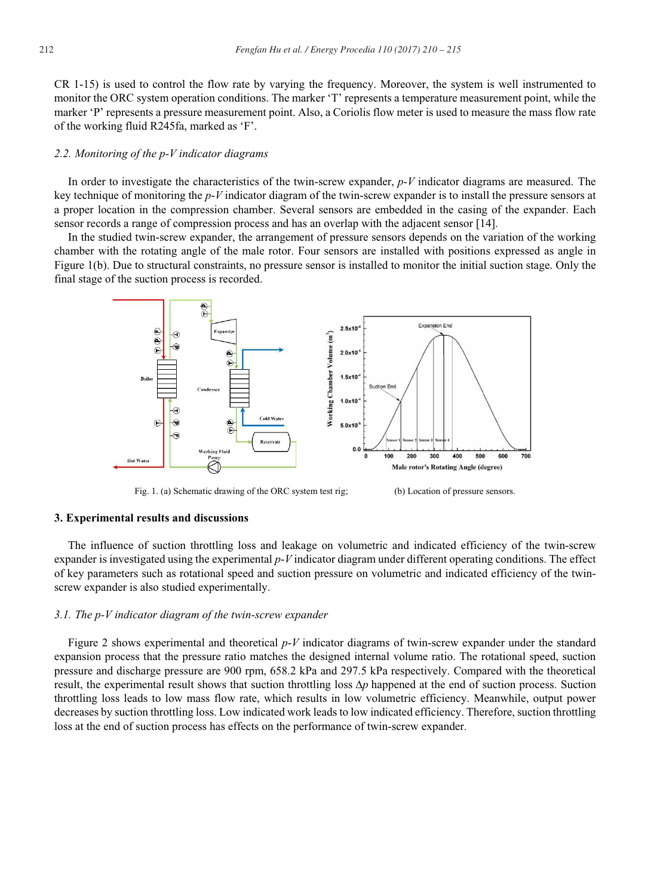CR 1-15) is used to control the flow rate by varying the frequency. Moreover, the system is well instrumented to monitor the ORC system operation conditions. The marker 'T' represents a temperature measurement point, while the marker 'P' represents a pressure measurement point. Also, a Coriolis flow meter is used to measure the mass flow rate of the working fluid R245fa, marked as 'F'.

### *2.2. Monitoring of the p-V indicator diagrams*

In order to investigate the characteristics of the twin-screw expander, *p-V* indicator diagrams are measured. The key technique of monitoring the *p-V* indicator diagram of the twin-screw expander is to install the pressure sensors at a proper location in the compression chamber. Several sensors are embedded in the casing of the expander. Each sensor records a range of compression process and has an overlap with the adjacent sensor [14].

In the studied twin-screw expander, the arrangement of pressure sensors depends on the variation of the working chamber with the rotating angle of the male rotor. Four sensors are installed with positions expressed as angle in Figure 1(b). Due to structural constraints, no pressure sensor is installed to monitor the initial suction stage. Only the final stage of the suction process is recorded.

Fig. 1. (a) Schematic drawing of the ORC system test rig; (b) Location of pressure sensors.

## 3. Experimental results and discussions

The influence of suction throttling loss and leakage on volumetric and indicated efficiency of the twin-screw expander is investigated using the experimental *p-V* indicator diagram under different operating conditions. The effect of key parameters such as rotational speed and suction pressure on volumetric and indicated efficiency of the twin-screw expander is also studied experimentally.

### *3.1. The p-V indicator diagram of the twin-screw expander*

Figure 2 shows experimental and theoretical *p-V* indicator diagrams of twin-screw expander under the standard expansion process that the pressure ratio matches the designed internal volume ratio. The rotational speed, suction pressure and discharge pressure are 900 rpm, 658.2 kPa and 297.5 kPa respectively. Compared with the theoretical result, the experimental result shows that suction throttling loss $\Delta p$ happened at the end of suction process. Suction throttling loss leads to low mass flow rate, which results in low volumetric efficiency. Meanwhile, output power decreases by suction throttling loss. Low indicated work leads to low indicated efficiency. Therefore, suction throttling loss at the end of suction process has effects on the performance of twin-screw expander.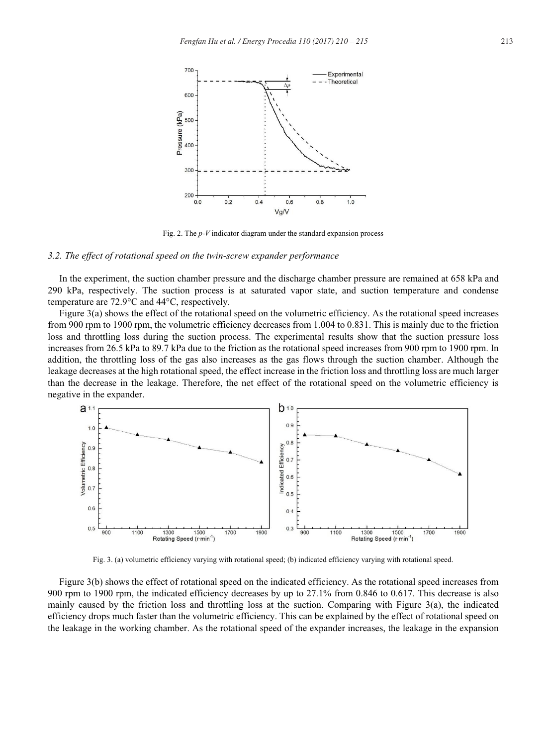Fig. 2. The *p-V* indicator diagram under the standard expansion process

### 3.2. The effect of rotational speed on the twin-screw expander performance

In the experiment, the suction chamber pressure and the discharge chamber pressure are remained at 658 kPa and 290 kPa, respectively. The suction process is at saturated vapor state, and suction temperature and condense temperature are 72.9°C and 44°C, respectively.

Figure 3(a) shows the effect of the rotational speed on the volumetric efficiency. As the rotational speed increases from 900 rpm to 1900 rpm, the volumetric efficiency decreases from 1.004 to 0.831. This is mainly due to the friction loss and throttling loss during the suction process. The experimental results show that the suction pressure loss increases from 26.5 kPa to 89.7 kPa due to the friction as the rotational speed increases from 900 rpm to 1900 rpm. In addition, the throttling loss of the gas also increases as the gas flows through the suction chamber. Although the leakage decreases at the high rotational speed, the effect increase in the friction loss and throttling loss are much larger than the decrease in the leakage. Therefore, the net effect of the rotational speed on the volumetric efficiency is negative in the expander.

Fig. 3. (a) volumetric efficiency varying with rotational speed; (b) indicated efficiency varying with rotational speed.

Figure 3(b) shows the effect of rotational speed on the indicated efficiency. As the rotational speed increases from 900 rpm to 1900 rpm, the indicated efficiency decreases by up to 27.1% from 0.846 to 0.617. This decrease is also mainly caused by the friction loss and throttling loss at the suction. Comparing with Figure 3(a), the indicated efficiency drops much faster than the volumetric efficiency. This can be explained by the effect of rotational speed on the leakage in the working chamber. As the rotational speed of the expander increases, the leakage in the expansion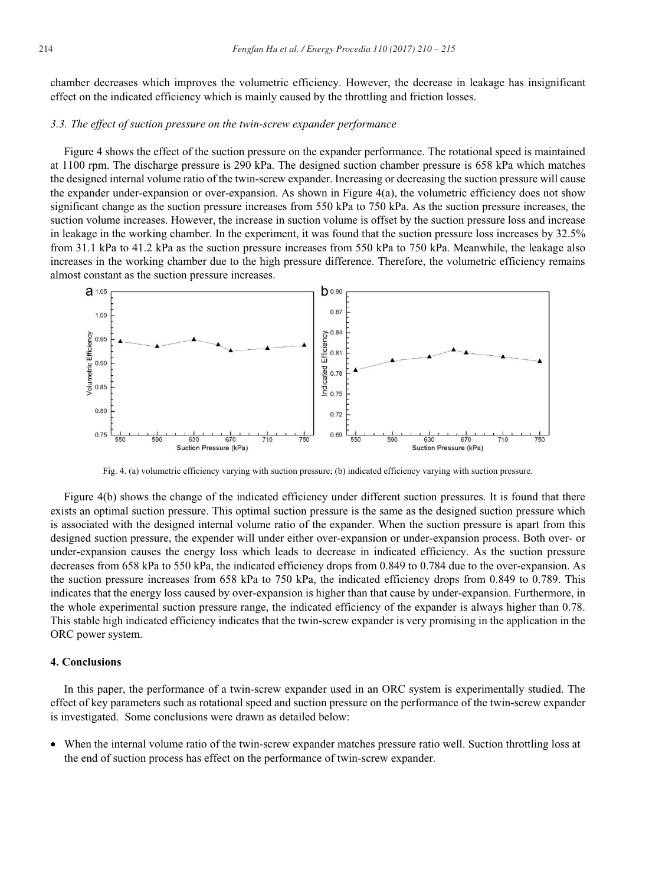chamber decreases which improves the volumetric efficiency. However, the decrease in leakage has insignificant effect on the indicated efficiency which is mainly caused by the throttling and friction losses.

### *3.3. The effect of suction pressure on the twin-screw expander performance*

Figure 4 shows the effect of the suction pressure on the expander performance. The rotational speed is maintained at 1100 rpm. The discharge pressure is 290 kPa. The designed suction chamber pressure is 658 kPa which matches the designed internal volume ratio of the twin-screw expander. Increasing or decreasing the suction pressure will cause the expander under-expansion or over-expansion. As shown in Figure 4(a), the volumetric efficiency does not show significant change as the suction pressure increases from 550 kPa to 750 kPa. As the suction pressure increases, the suction volume increases. However, the increase in suction volume is offset by the suction pressure loss and increase in leakage in the working chamber. In the experiment, it was found that the suction pressure loss increases by 32.5% from 31.1 kPa to 41.2 kPa as the suction pressure increases from 550 kPa to 750 kPa. Meanwhile, the leakage also increases in the working chamber due to the high pressure difference. Therefore, the volumetric efficiency remains almost constant as the suction pressure increases.

Fig. 4. (a) volumetric efficiency varying with suction pressure; (b) indicated efficiency varying with suction pressure.

Figure 4(b) shows the change of the indicated efficiency under different suction pressures. It is found that there exists an optimal suction pressure. This optimal suction pressure is the same as the designed suction pressure which is associated with the designed internal volume ratio of the expander. When the suction pressure is apart from this designed suction pressure, the expender will under either over-expansion or under-expansion process. Both over- or under-expansion causes the energy loss which leads to decrease in indicated efficiency. As the suction pressure decreases from 658 kPa to 550 kPa, the indicated efficiency drops from 0.849 to 0.784 due to the over-expansion. As the suction pressure increases from 658 kPa to 750 kPa, the indicated efficiency drops from 0.849 to 0.789. This indicates that the energy loss caused by over-expansion is higher than that cause by under-expansion. Furthermore, in the whole experimental suction pressure range, the indicated efficiency of the expander is always higher than 0.78. This stable high indicated efficiency indicates that the twin-screw expander is very promising in the application in the ORC power system.

## 4. Conclusions

In this paper, the performance of a twin-screw expander used in an ORC system is experimentally studied. The effect of key parameters such as rotational speed and suction pressure on the performance of the twin-screw expander is investigated. Some conclusions were drawn as detailed below:

- When the internal volume ratio of the twin-screw expander matches pressure ratio well. Suction throttling loss at the end of suction process has effect on the performance of twin-screw expander.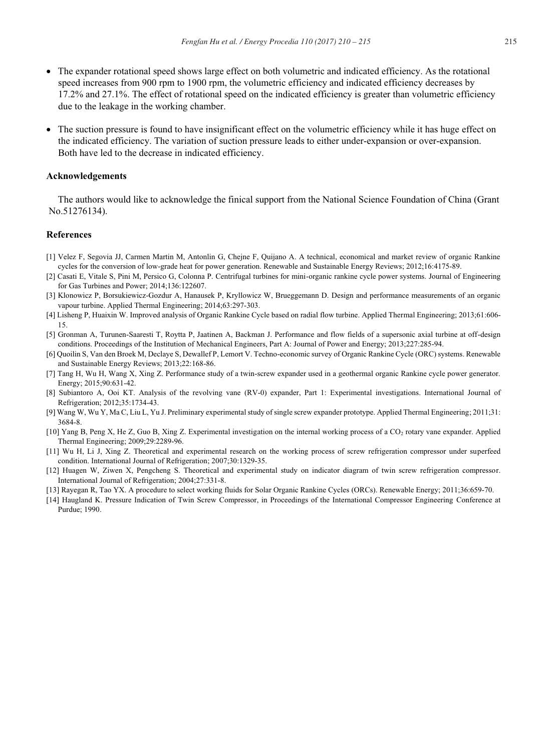- The expander rotational speed shows large effect on both volumetric and indicated efficiency. As the rotational speed increases from 900 rpm to 1900 rpm, the volumetric efficiency and indicated efficiency decreases by 17.2% and 27.1%. The effect of rotational speed on the indicated efficiency is greater than volumetric efficiency due to the leakage in the working chamber.

- The suction pressure is found to have insignificant effect on the volumetric efficiency while it has huge effect on the indicated efficiency. The variation of suction pressure leads to either under-expansion or over-expansion. Both have led to the decrease in indicated efficiency.

## Acknowledgements

The authors would like to acknowledge the finical support from the National Science Foundation of China (Grant No.51276134).

## References

[1] Velez F, Segovia JJ, Carmen Martin M, Antonlin G, Chejne F, Quijano A. A technical, economical and market review of organic Rankine cycles for the conversion of low-grade heat for power generation. Renewable and Sustainable Energy Reviews; 2012;16:4175-89.

[2] Casati E, Vitale S, Pini M, Persico G, Colonna P. Centrifugal turbines for mini-organic rankine cycle power systems. Journal of Engineering for Gas Turbines and Power; 2014;136:122607.

[3] Klonowicz P, Borsukiewicz-Gozdur A, Hanausek P, Kryllowicz W, Brueggemann D. Design and performance measurements of an organic vapour turbine. Applied Thermal Engineering; 2014;63:297-303.

[4] Lisheng P, Huaixin W. Improved analysis of Organic Rankine Cycle based on radial flow turbine. Applied Thermal Engineering; 2013;61:606-15.

[5] Gronman A, Turunen-Saaresti T, Roytta P, Jaatinen A, Backman J. Performance and flow fields of a supersonic axial turbine at off-design conditions. Proceedings of the Institution of Mechanical Engineers, Part A: Journal of Power and Energy; 2013;227:285-94.

[6] Quoilin S, Van den Broek M, Declaye S, Dewallef P, Lemort V. Techno-economic survey of Organic Rankine Cycle (ORC) systems. Renewable and Sustainable Energy Reviews; 2013;22:168-86.

[7] Tang H, Wu H, Wang X, Xing Z. Performance study of a twin-screw expander used in a geothermal organic Rankine cycle power generator. Energy; 2015;90:631-42.

[8] Subiantoro A, Ooi KT. Analysis of the revolving vane (RV-0) expander, Part 1: Experimental investigations. International Journal of Refrigeration; 2012;35:1734-43.

[9] Wang W, Wu Y, Ma C, Liu L, Yu J. Preliminary experimental study of single screw expander prototype. Applied Thermal Engineering; 2011;31: 3684-8.

[10] Yang B, Peng X, He Z, Guo B, Xing Z. Experimental investigation on the internal working process of a $CO_2$ rotary vane expander. Applied Thermal Engineering; 2009;29:2289-96.

[11] Wu H, Li J, Xing Z. Theoretical and experimental research on the working process of screw refrigeration compressor under superfeed condition. International Journal of Refrigeration; 2007;30:1329-35.

[12] Huagen W, Ziwen X, Pengcheng S. Theoretical and experimental study on indicator diagram of twin screw refrigeration compressor. International Journal of Refrigeration; 2004;27:331-8.

[13] Rayegan R, Tao YX. A procedure to select working fluids for Solar Organic Rankine Cycles (ORCs). Renewable Energy; 2011;36:659-70.

[14] Haugland K. Pressure Indication of Twin Screw Compressor, in Proceedings of the International Compressor Engineering Conference at Purdue; 1990.